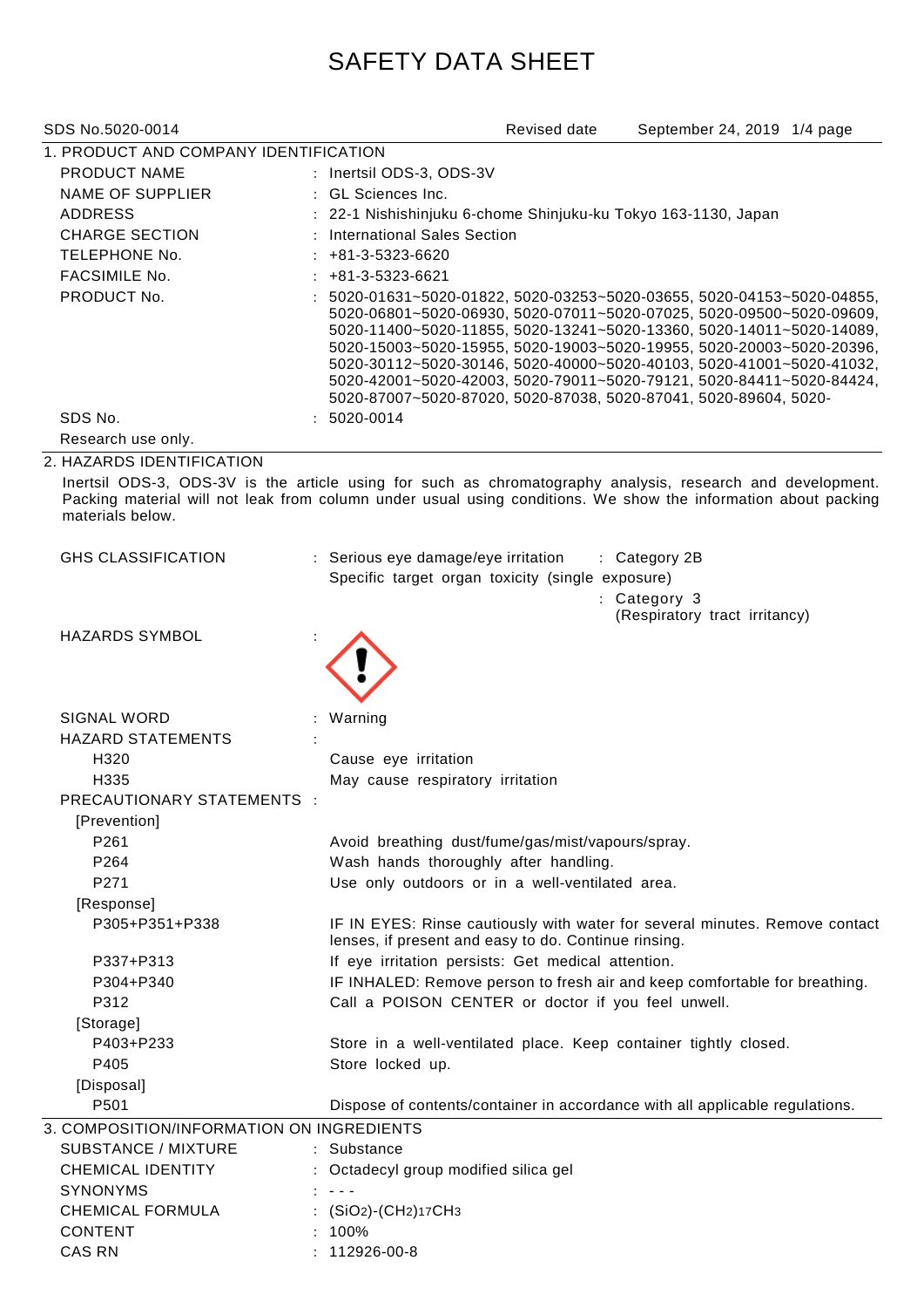# SAFETY DATA SHEET

SDS No.5020-0014 Revised date September 24, 2019

## 1. PRODUCT AND COMPANY IDENTIFICATION

| | |
|---|---|
| PRODUCT NAME | : Inertsil ODS-3, ODS-3V |
| NAME OF SUPPLIER | : GL Sciences Inc. |
| ADDRESS | : 22-1 Nishishinjuku 6-chome Shinjuku-ku Tokyo 163-1130, Japan |
| CHARGE SECTION | : International Sales Section |
| TELEPHONE No. | : +81-3-5323-6620 |
| FACSIMILE No. | : +81-3-5323-6621 |
| PRODUCT No. | : 5020-01631~5020-01822, 5020-03253~5020-03655, 5020-04153~5020-04855, 5020-06801~5020-06930, 5020-07011~5020-07025, 5020-09500~5020-09609, 5020-11400~5020-11855, 5020-13241~5020-13360, 5020-14011~5020-14089, 5020-15003~5020-15955, 5020-19003~5020-19955, 5020-20003~5020-20396, 5020-30112~5020-30146, 5020-40000~5020-40103, 5020-41001~5020-41032, 5020-42001~5020-42003, 5020-79011~5020-79121, 5020-84411~5020-84424, 5020-87007~5020-87020, 5020-87038, 5020-87041, 5020-89604, 5020- |
| SDS No. | : 5020-0014 |

Research use only.

## 2. HAZARDS IDENTIFICATION

Inertsil ODS-3, ODS-3V is the article using for such as chromatography analysis, research and development. Packing material will not leak from column under usual using conditions. We show the information about packing materials below.

GHS CLASSIFICATION : Serious eye damage/eye irritation : Category 2B
Specific target organ toxicity (single exposure) : Category 3 (Respiratory tract irritancy)

HAZARDS SYMBOL :

SIGNAL WORD : Warning

HAZARD STATEMENTS :

| | |
|---|---|
| H320 | Cause eye irritation |
| H335 | May cause respiratory irritation |

PRECAUTIONARY STATEMENTS :

[Prevention]

| | |
|---|---|
| P261 | Avoid breathing dust/fume/gas/mist/vapours/spray. |
| P264 | Wash hands thoroughly after handling. |
| P271 | Use only outdoors or in a well-ventilated area. |

[Response]

| | |
|---|---|
| P305+P351+P338 | IF IN EYES: Rinse cautiously with water for several minutes. Remove contact lenses, if present and easy to do. Continue rinsing. |
| P337+P313 | If eye irritation persists: Get medical attention. |
| P304+P340 | IF INHALED: Remove person to fresh air and keep comfortable for breathing. |
| P312 | Call a POISON CENTER or doctor if you feel unwell. |

[Storage]

| | |
|---|---|
| P403+P233 | Store in a well-ventilated place. Keep container tightly closed. |
| P405 | Store locked up. |

[Disposal]

| | |
|---|---|
| P501 | Dispose of contents/container in accordance with all applicable regulations. |

## 3. COMPOSITION/INFORMATION ON INGREDIENTS

| | |
|---|---|
| SUBSTANCE / MIXTURE | : Substance |
| CHEMICAL IDENTITY | : Octadecyl group modified silica gel |
| SYNONYMS | : - - - |
| CHEMICAL FORMULA | : $(SiO_2)$-$(CH_2)_{17}CH_3$ |
| CONTENT | : 100% |
| CAS RN | : 112926-00-8 |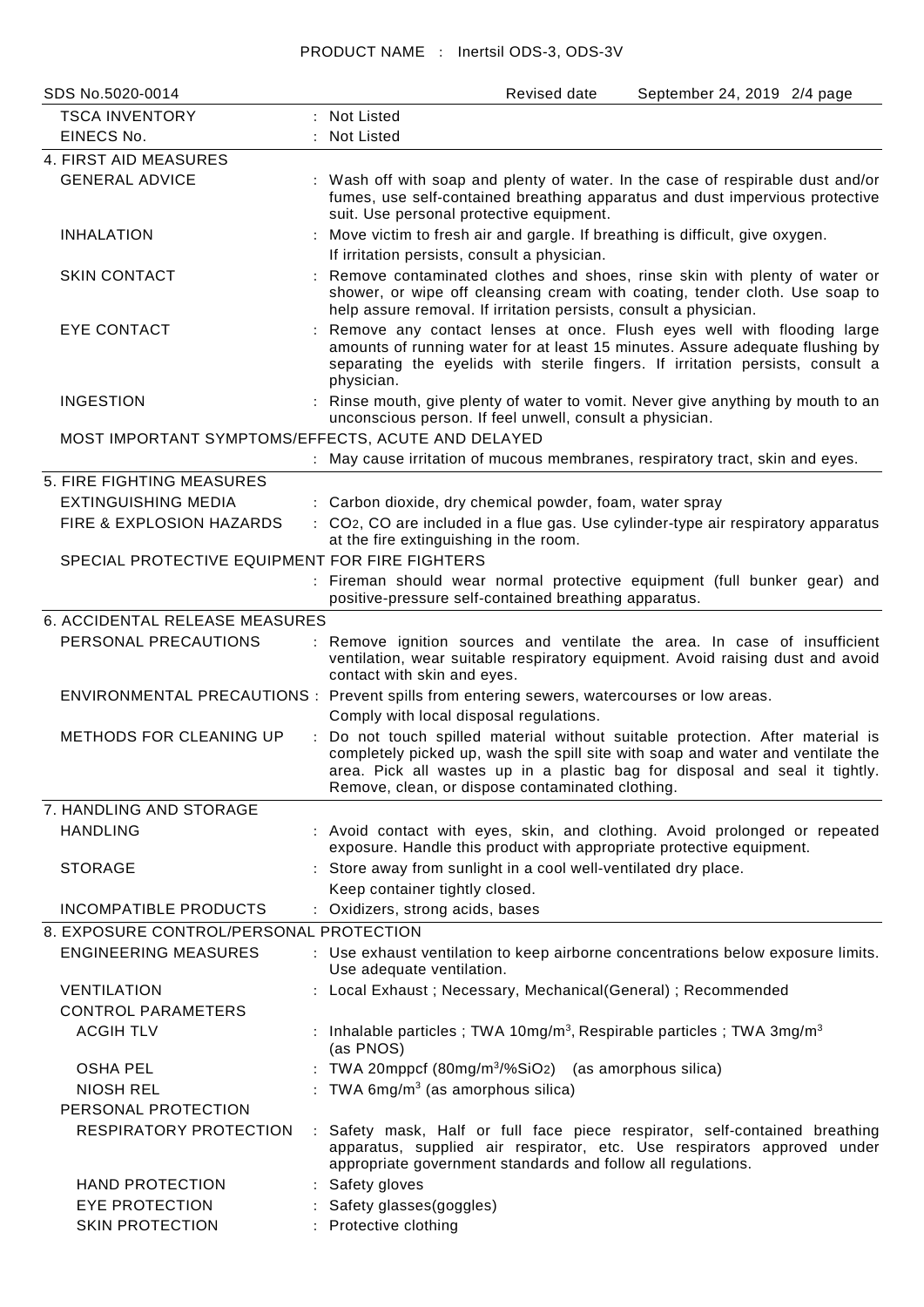| | |
|---|---|
| TSCA INVENTORY | : Not Listed |
| EINECS No. | : Not Listed |

## 4. FIRST AID MEASURES

| | |
|---|---|
| GENERAL ADVICE | : Wash off with soap and plenty of water. In the case of respirable dust and/or fumes, use self-contained breathing apparatus and dust impervious protective suit. Use personal protective equipment. |
| INHALATION | : Move victim to fresh air and gargle. If breathing is difficult, give oxygen. If irritation persists, consult a physician. |
| SKIN CONTACT | : Remove contaminated clothes and shoes, rinse skin with plenty of water or shower, or wipe off cleansing cream with coating, tender cloth. Use soap to help assure removal. If irritation persists, consult a physician. |
| EYE CONTACT | : Remove any contact lenses at once. Flush eyes well with flooding large amounts of running water for at least 15 minutes. Assure adequate flushing by separating the eyelids with sterile fingers. If irritation persists, consult a physician. |
| INGESTION | : Rinse mouth, give plenty of water to vomit. Never give anything by mouth to an unconscious person. If feel unwell, consult a physician. |

MOST IMPORTANT SYMPTOMS/EFFECTS, ACUTE AND DELAYED

: May cause irritation of mucous membranes, respiratory tract, skin and eyes.

## 5. FIRE FIGHTING MEASURES

| | |
|---|---|
| EXTINGUISHING MEDIA | : Carbon dioxide, dry chemical powder, foam, water spray |
| FIRE & EXPLOSION HAZARDS | : $CO_2$, CO are included in a flue gas. Use cylinder-type air respiratory apparatus at the fire extinguishing in the room. |

SPECIAL PROTECTIVE EQUIPMENT FOR FIRE FIGHTERS

: Fireman should wear normal protective equipment (full bunker gear) and positive-pressure self-contained breathing apparatus.

## 6. ACCIDENTAL RELEASE MEASURES

| | |
|---|---|
| PERSONAL PRECAUTIONS | : Remove ignition sources and ventilate the area. In case of insufficient ventilation, wear suitable respiratory equipment. Avoid raising dust and avoid contact with skin and eyes. |
| ENVIRONMENTAL PRECAUTIONS | : Prevent spills from entering sewers, watercourses or low areas. Comply with local disposal regulations. |
| METHODS FOR CLEANING UP | : Do not touch spilled material without suitable protection. After material is completely picked up, wash the spill site with soap and water and ventilate the area. Pick all wastes up in a plastic bag for disposal and seal it tightly. Remove, clean, or dispose contaminated clothing. |

## 7. HANDLING AND STORAGE

| | |
|---|---|
| HANDLING | : Avoid contact with eyes, skin, and clothing. Avoid prolonged or repeated exposure. Handle this product with appropriate protective equipment. |
| STORAGE | : Store away from sunlight in a cool well-ventilated dry place. Keep container tightly closed. |
| INCOMPATIBLE PRODUCTS | : Oxidizers, strong acids, bases |

## 8. EXPOSURE CONTROL/PERSONAL PROTECTION

| | |
|---|---|
| ENGINEERING MEASURES | : Use exhaust ventilation to keep airborne concentrations below exposure limits. Use adequate ventilation. |
| VENTILATION | : Local Exhaust ; Necessary, Mechanical(General) ; Recommended |
| CONTROL PARAMETERS | |
| ACGIH TLV | : Inhalable particles ; TWA 10mg/m$^3$, Respirable particles ; TWA 3mg/m$^3$ (as PNOS) |
| OSHA PEL | : TWA 20mppcf (80mg/m$^3$/%$SiO_2$) (as amorphous silica) |
| NIOSH REL | : TWA 6mg/m$^3$ (as amorphous silica) |
| PERSONAL PROTECTION | |
| RESPIRATORY PROTECTION | : Safety mask, Half or full face piece respirator, self-contained breathing apparatus, supplied air respirator, etc. Use respirators approved under appropriate government standards and follow all regulations. |
| HAND PROTECTION | : Safety gloves |
| EYE PROTECTION | : Safety glasses(goggles) |
| SKIN PROTECTION | : Protective clothing |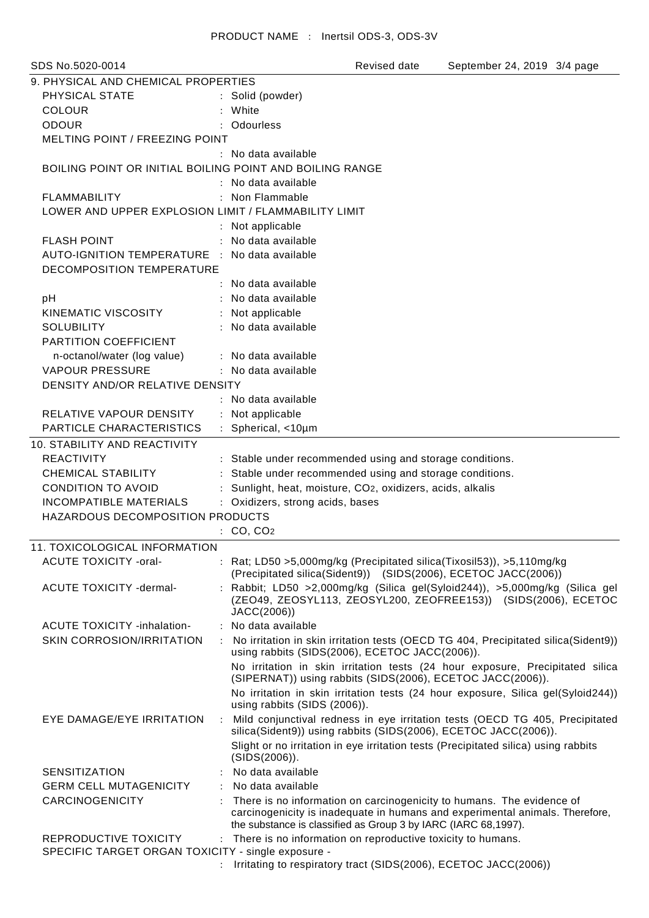## 9. PHYSICAL AND CHEMICAL PROPERTIES

| | |
|---|---|
| PHYSICAL STATE | : Solid (powder) |
| COLOUR | : White |
| ODOUR | : Odourless |
| MELTING POINT / FREEZING POINT | : No data available |
| BOILING POINT OR INITIAL BOILING POINT AND BOILING RANGE | : No data available |
| FLAMMABILITY | : Non Flammable |
| LOWER AND UPPER EXPLOSION LIMIT / FLAMMABILITY LIMIT | : Not applicable |
| FLASH POINT | : No data available |
| AUTO-IGNITION TEMPERATURE | : No data available |
| DECOMPOSITION TEMPERATURE | : No data available |
| pH | : No data available |
| KINEMATIC VISCOSITY | : Not applicable |
| SOLUBILITY | : No data available |
| PARTITION COEFFICIENT n-octanol/water (log value) | : No data available |
| VAPOUR PRESSURE | : No data available |
| DENSITY AND/OR RELATIVE DENSITY | : No data available |
| RELATIVE VAPOUR DENSITY | : Not applicable |
| PARTICLE CHARACTERISTICS | : Spherical, <10µm |

## 10. STABILITY AND REACTIVITY

| | |
|---|---|
| REACTIVITY | : Stable under recommended using and storage conditions. |
| CHEMICAL STABILITY | : Stable under recommended using and storage conditions. |
| CONDITION TO AVOID | : Sunlight, heat, moisture, $CO_2$, oxidizers, acids, alkalis |
| INCOMPATIBLE MATERIALS | : Oxidizers, strong acids, bases |
| HAZARDOUS DECOMPOSITION PRODUCTS | : CO, $CO_2$ |

## 11. TOXICOLOGICAL INFORMATION

| | |
|---|---|
| ACUTE TOXICITY -oral- | : Rat; LD50 >5,000mg/kg (Precipitated silica(Tixosil53)), >5,110mg/kg (Precipitated silica(Sident9)) (SIDS(2006), ECETOC JACC(2006)) |
| ACUTE TOXICITY -dermal- | : Rabbit; LD50 >2,000mg/kg (Silica gel(Syloid244)), >5,000mg/kg (Silica gel (ZEO49, ZEOSYL113, ZEOSYL200, ZEOFREE153)) (SIDS(2006), ECETOC JACC(2006)) |
| ACUTE TOXICITY -inhalation- | : No data available |
| SKIN CORROSION/IRRITATION | : No irritation in skin irritation tests (OECD TG 404, Precipitated silica(Sident9)) using rabbits (SIDS(2006), ECETOC JACC(2006)).<br>No irritation in skin irritation tests (24 hour exposure, Precipitated silica (SIPERNAT)) using rabbits (SIDS(2006), ECETOC JACC(2006)).<br>No irritation in skin irritation tests (24 hour exposure, Silica gel(Syloid244)) using rabbits (SIDS (2006)). |
| EYE DAMAGE/EYE IRRITATION | : Mild conjunctival redness in eye irritation tests (OECD TG 405, Precipitated silica(Sident9)) using rabbits (SIDS(2006), ECETOC JACC(2006)).<br>Slight or no irritation in eye irritation tests (Precipitated silica) using rabbits (SIDS(2006)). |
| SENSITIZATION | : No data available |
| GERM CELL MUTAGENICITY | : No data available |
| CARCINOGENICITY | : There is no information on carcinogenicity to humans. The evidence of carcinogenicity is inadequate in humans and experimental animals. Therefore, the substance is classified as Group 3 by IARC (IARC 68,1997). |
| REPRODUCTIVE TOXICITY | : There is no information on reproductive toxicity to humans. |
| SPECIFIC TARGET ORGAN TOXICITY - single exposure - | : Irritating to respiratory tract (SIDS(2006), ECETOC JACC(2006)) |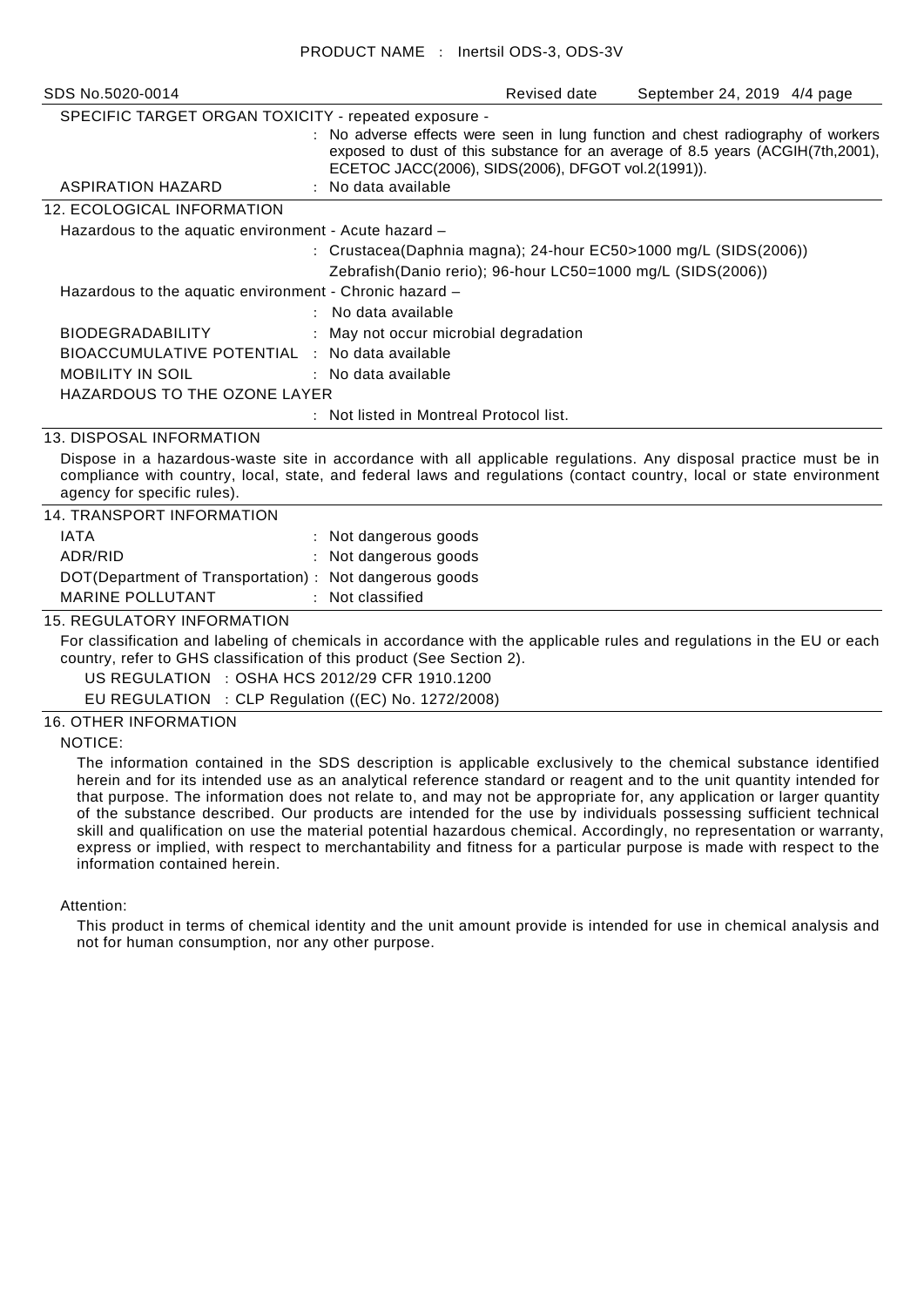SPECIFIC TARGET ORGAN TOXICITY - repeated exposure -

: No adverse effects were seen in lung function and chest radiography of workers exposed to dust of this substance for an average of 8.5 years (ACGIH(7th,2001), ECETOC JACC(2006), SIDS(2006), DFGOT vol.2(1991)).

ASPIRATION HAZARD : No data available

## 12. ECOLOGICAL INFORMATION

Hazardous to the aquatic environment - Acute hazard –

: Crustacea(Daphnia magna); 24-hour EC50>1000 mg/L (SIDS(2006))

Zebrafish(Danio rerio); 96-hour LC50=1000 mg/L (SIDS(2006))

Hazardous to the aquatic environment - Chronic hazard –

: No data available

BIODEGRADABILITY : May not occur microbial degradation

BIOACCUMULATIVE POTENTIAL : No data available

MOBILITY IN SOIL : No data available

HAZARDOUS TO THE OZONE LAYER

: Not listed in Montreal Protocol list.

## 13. DISPOSAL INFORMATION

Dispose in a hazardous-waste site in accordance with all applicable regulations. Any disposal practice must be in compliance with country, local, state, and federal laws and regulations (contact country, local or state environment agency for specific rules).

## 14. TRANSPORT INFORMATION

IATA : Not dangerous goods

ADR/RID : Not dangerous goods

DOT(Department of Transportation) : Not dangerous goods

MARINE POLLUTANT : Not classified

## 15. REGULATORY INFORMATION

For classification and labeling of chemicals in accordance with the applicable rules and regulations in the EU or each country, refer to GHS classification of this product (See Section 2).

US REGULATION : OSHA HCS 2012/29 CFR 1910.1200

EU REGULATION : CLP Regulation ((EC) No. 1272/2008)

## 16. OTHER INFORMATION

NOTICE:

The information contained in the SDS description is applicable exclusively to the chemical substance identified herein and for its intended use as an analytical reference standard or reagent and to the unit quantity intended for that purpose. The information does not relate to, and may not be appropriate for, any application or larger quantity of the substance described. Our products are intended for the use by individuals possessing sufficient technical skill and qualification on use the material potential hazardous chemical. Accordingly, no representation or warranty, express or implied, with respect to merchantability and fitness for a particular purpose is made with respect to the information contained herein.

Attention:

This product in terms of chemical identity and the unit amount provide is intended for use in chemical analysis and not for human consumption, nor any other purpose.